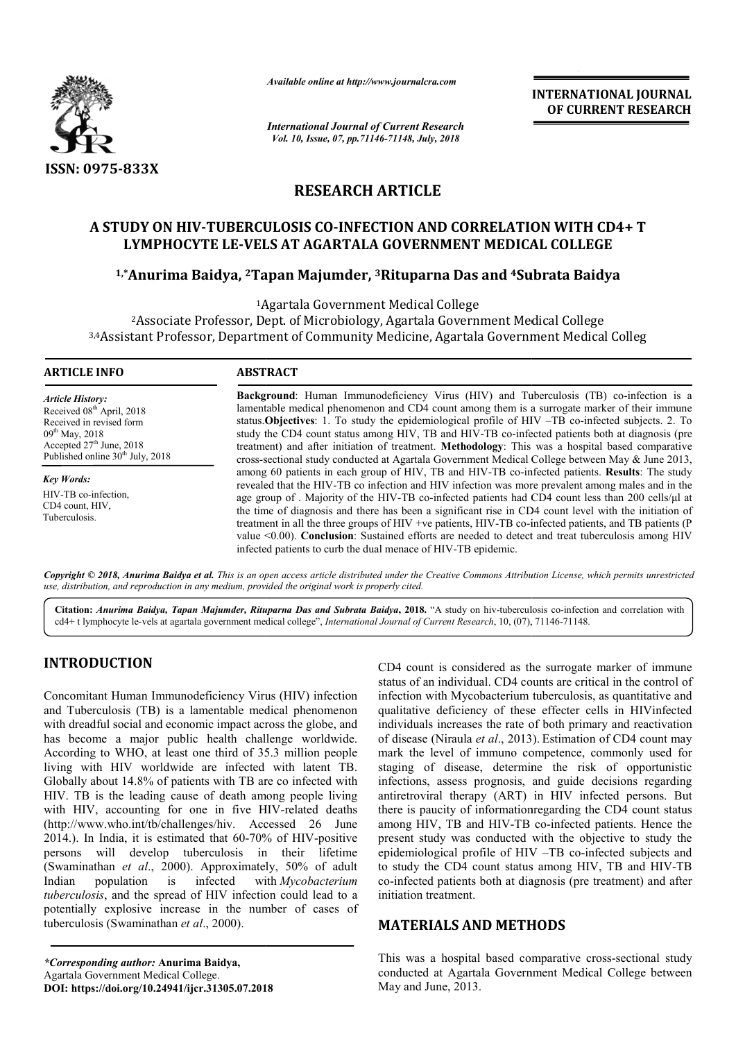ISSN: 0975-833X

*Available online at http://www.journalcra.com*

*International Journal of Current Research*
*Vol. 10, Issue, 07, pp.71146-71148, July, 2018*

**INTERNATIONAL JOURNAL OF CURRENT RESEARCH**

# RESEARCH ARTICLE

## A STUDY ON HIV-TUBERCULOSIS CO-INFECTION AND CORRELATION WITH CD4+ T LYMPHOCYTE LE-VELS AT AGARTALA GOVERNMENT MEDICAL COLLEGE

**[1,*]Anurima Baidya, [2]Tapan Majumder, [3]Rituparna Das and [4]Subrata Baidya**

[1]Agartala Government Medical College
[2]Associate Professor, Dept. of Microbiology, Agartala Government Medical College
[3,4]Assistant Professor, Department of Community Medicine, Agartala Government Medical Colleg

**ARTICLE INFO**

*Article History:*
Received 08[th] April, 2018
Received in revised form
09[th] May, 2018
Accepted 27[th] June, 2018
Published online 30[th] July, 2018

*Key Words:*
HIV-TB co-infection,
CD4 count, HIV,
Tuberculosis.

**ABSTRACT**

**Background**: Human Immunodeficiency Virus (HIV) and Tuberculosis (TB) co-infection is a lamentable medical phenomenon and CD4 count among them is a surrogate marker of their immune status.**Objectives**: 1. To study the epidemiological profile of HIV –TB co-infected subjects. 2. To study the CD4 count status among HIV, TB and HIV-TB co-infected patients both at diagnosis (pre treatment) and after initiation of treatment. **Methodology**: This was a hospital based comparative cross-sectional study conducted at Agartala Government Medical College between May & June 2013, among 60 patients in each group of HIV, TB and HIV-TB co-infected patients. **Results**: The study revealed that the HIV-TB co infection and HIV infection was more prevalent among males and in the age group of . Majority of the HIV-TB co-infected patients had CD4 count less than 200 cells/µl at the time of diagnosis and there has been a significant rise in CD4 count level with the initiation of treatment in all the three groups of HIV +ve patients, HIV-TB co-infected patients, and TB patients (P value <0.00). **Conclusion**: Sustained efforts are needed to detect and treat tuberculosis among HIV infected patients to curb the dual menace of HIV-TB epidemic.

***Copyright © 2018, Anurima Baidya et al.*** *This is an open access article distributed under the Creative Commons Attribution License, which permits unrestricted use, distribution, and reproduction in any medium, provided the original work is properly cited.*

**Citation:** *Anurima Baidya, Tapan Majumder, Rituparna Das and Subrata Baidya***, 2018.** "A study on hiv-tuberculosis co-infection and correlation with cd4+ t lymphocyte le-vels at agartala government medical college", *International Journal of Current Research*, 10, (07), 71146-71148.

## INTRODUCTION

Concomitant Human Immunodeficiency Virus (HIV) infection and Tuberculosis (TB) is a lamentable medical phenomenon with dreadful social and economic impact across the globe, and has become a major public health challenge worldwide. According to WHO, at least one third of 35.3 million people living with HIV worldwide are infected with latent TB. Globally about 14.8% of patients with TB are co infected with HIV. TB is the leading cause of death among people living with HIV, accounting for one in five HIV-related deaths (http://www.who.int/tb/challenges/hiv. Accessed 26 June 2014.). In India, it is estimated that 60-70% of HIV-positive persons will develop tuberculosis in their lifetime (Swaminathan *et al*., 2000). Approximately, 50% of adult Indian population is infected with *Mycobacterium tuberculosis*, and the spread of HIV infection could lead to a potentially explosive increase in the number of cases of tuberculosis (Swaminathan *et al*., 2000).

CD4 count is considered as the surrogate marker of immune status of an individual. CD4 counts are critical in the control of infection with Mycobacterium tuberculosis, as quantitative and qualitative deficiency of these effecter cells in HIVinfected individuals increases the rate of both primary and reactivation of disease (Niraula *et al*., 2013). Estimation of CD4 count may mark the level of immuno competence, commonly used for staging of disease, determine the risk of opportunistic infections, assess prognosis, and guide decisions regarding antiretroviral therapy (ART) in HIV infected persons. But there is paucity of informationregarding the CD4 count status among HIV, TB and HIV-TB co-infected patients. Hence the present study was conducted with the objective to study the epidemiological profile of HIV –TB co-infected subjects and to study the CD4 count status among HIV, TB and HIV-TB co-infected patients both at diagnosis (pre treatment) and after initiation treatment.

## MATERIALS AND METHODS

This was a hospital based comparative cross-sectional study conducted at Agartala Government Medical College between May and June, 2013.

*\*Corresponding author:* **Anurima Baidya,**
Agartala Government Medical College.
**DOI: https://doi.org/10.24941/ijcr.31305.07.2018**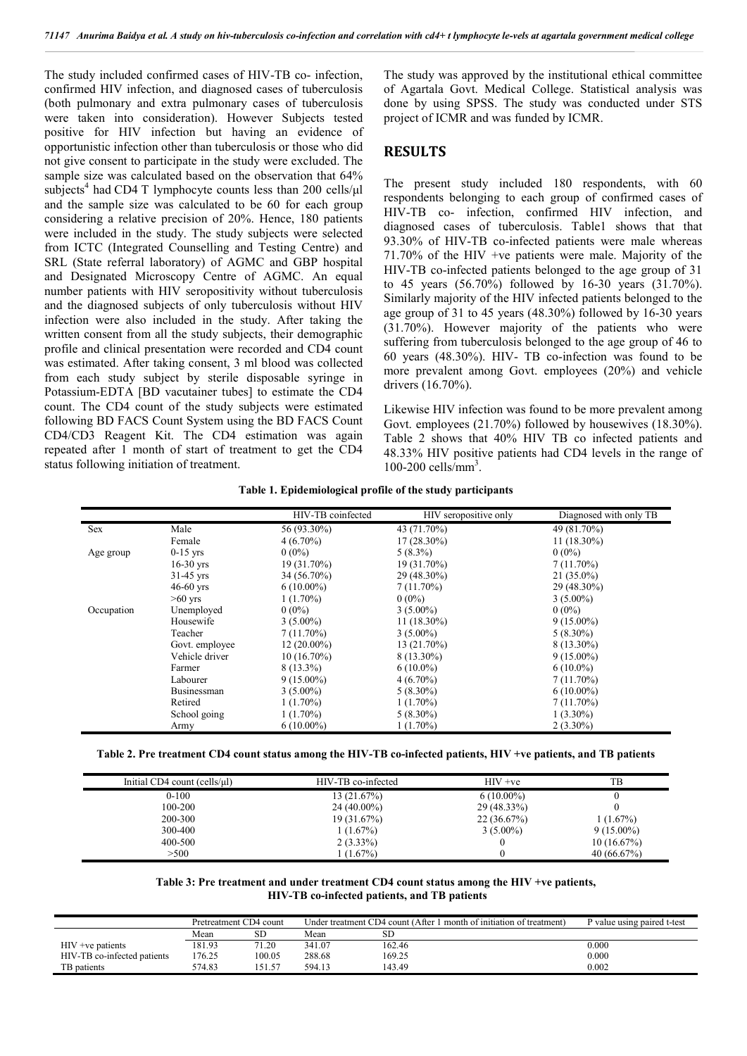The study included confirmed cases of HIV-TB co- infection, confirmed HIV infection, and diagnosed cases of tuberculosis (both pulmonary and extra pulmonary cases of tuberculosis were taken into consideration). However Subjects tested positive for HIV infection but having an evidence of opportunistic infection other than tuberculosis or those who did not give consent to participate in the study were excluded. The sample size was calculated based on the observation that 64% subjects[4] had CD4 T lymphocyte counts less than 200 cells/µl and the sample size was calculated to be 60 for each group considering a relative precision of 20%. Hence, 180 patients were included in the study. The study subjects were selected from ICTC (Integrated Counselling and Testing Centre) and SRL (State referral laboratory) of AGMC and GBP hospital and Designated Microscopy Centre of AGMC. An equal number patients with HIV seropositivity without tuberculosis and the diagnosed subjects of only tuberculosis without HIV infection were also included in the study. After taking the written consent from all the study subjects, their demographic profile and clinical presentation were recorded and CD4 count was estimated. After taking consent, 3 ml blood was collected from each study subject by sterile disposable syringe in Potassium-EDTA [BD vacutainer tubes] to estimate the CD4 count. The CD4 count of the study subjects were estimated following BD FACS Count System using the BD FACS Count CD4/CD3 Reagent Kit. The CD4 estimation was again repeated after 1 month of start of treatment to get the CD4 status following initiation of treatment.

The study was approved by the institutional ethical committee of Agartala Govt. Medical College. Statistical analysis was done by using SPSS. The study was conducted under STS project of ICMR and was funded by ICMR.

## RESULTS

The present study included 180 respondents, with 60 respondents belonging to each group of confirmed cases of HIV-TB co- infection, confirmed HIV infection, and diagnosed cases of tuberculosis. Table1 shows that that 93.30% of HIV-TB co-infected patients were male whereas 71.70% of the HIV +ve patients were male. Majority of the HIV-TB co-infected patients belonged to the age group of 31 to 45 years (56.70%) followed by 16-30 years (31.70%). Similarly majority of the HIV infected patients belonged to the age group of 31 to 45 years (48.30%) followed by 16-30 years (31.70%). However majority of the patients who were suffering from tuberculosis belonged to the age group of 46 to 60 years (48.30%). HIV- TB co-infection was found to be more prevalent among Govt. employees (20%) and vehicle drivers (16.70%).

Likewise HIV infection was found to be more prevalent among Govt. employees (21.70%) followed by housewives (18.30%). Table 2 shows that 40% HIV TB co infected patients and 48.33% HIV positive patients had CD4 levels in the range of 100-200 cells/mm$^3$.

**Table 1. Epidemiological profile of the study participants**

| | | HIV-TB coinfected | HIV seropositive only | Diagnosed with only TB |
|---|---|---|---|---|
| Sex | Male | 56 (93.30%) | 43 (71.70%) | 49 (81.70%) |
| | Female | 4 (6.70%) | 17 (28.30%) | 11 (18.30%) |
| Age group | 0-15 yrs | 0 (0%) | 5 (8.3%) | 0 (0%) |
| | 16-30 yrs | 19 (31.70%) | 19 (31.70%) | 7 (11.70%) |
| | 31-45 yrs | 34 (56.70%) | 29 (48.30%) | 21 (35.0%) |
| | 46-60 yrs | 6 (10.00%) | 7 (11.70%) | 29 (48.30%) |
| | >60 yrs | 1 (1.70%) | 0 (0%) | 3 (5.00%) |
| Occupation | Unemployed | 0 (0%) | 3 (5.00%) | 0 (0%) |
| | Housewife | 3 (5.00%) | 11 (18.30%) | 9 (15.00%) |
| | Teacher | 7 (11.70%) | 3 (5.00%) | 5 (8.30%) |
| | Govt. employee | 12 (20.00%) | 13 (21.70%) | 8 (13.30%) |
| | Vehicle driver | 10 (16.70%) | 8 (13.30%) | 9 (15.00%) |
| | Farmer | 8 (13.3%) | 6 (10.0%) | 6 (10.0%) |
| | Labourer | 9 (15.00%) | 4 (6.70%) | 7 (11.70%) |
| | Businessman | 3 (5.00%) | 5 (8.30%) | 6 (10.00%) |
| | Retired | 1 (1.70%) | 1 (1.70%) | 7 (11.70%) |
| | School going | 1 (1.70%) | 5 (8.30%) | 1 (3.30%) |
| | Army | 6 (10.00%) | 1 (1.70%) | 2 (3.30%) |

**Table 2. Pre treatment CD4 count status among the HIV-TB co-infected patients, HIV +ve patients, and TB patients**

| Initial CD4 count (cells/µl) | HIV-TB co-infected | HIV +ve | TB |
|---|---|---|---|
| 0-100 | 13 (21.67%) | 6 (10.00%) | 0 |
| 100-200 | 24 (40.00%) | 29 (48.33%) | 0 |
| 200-300 | 19 (31.67%) | 22 (36.67%) | 1 (1.67%) |
| 300-400 | 1 (1.67%) | 3 (5.00%) | 9 (15.00%) |
| 400-500 | 2 (3.33%) | 0 | 10 (16.67%) |
| >500 | 1 (1.67%) | 0 | 40 (66.67%) |

**Table 3: Pre treatment and under treatment CD4 count status among the HIV +ve patients, HIV-TB co-infected patients, and TB patients**

| | Pretreatment CD4 count | | Under treatment CD4 count (After 1 month of initiation of treatment) | | P value using paired t-test |
|---|---|---|---|---|---|
| | Mean | SD | Mean | SD | |
| HIV +ve patients | 181.93 | 71.20 | 341.07 | 162.46 | 0.000 |
| HIV-TB co-infected patients | 176.25 | 100.05 | 288.68 | 169.25 | 0.000 |
| TB patients | 574.83 | 151.57 | 594.13 | 143.49 | 0.002 |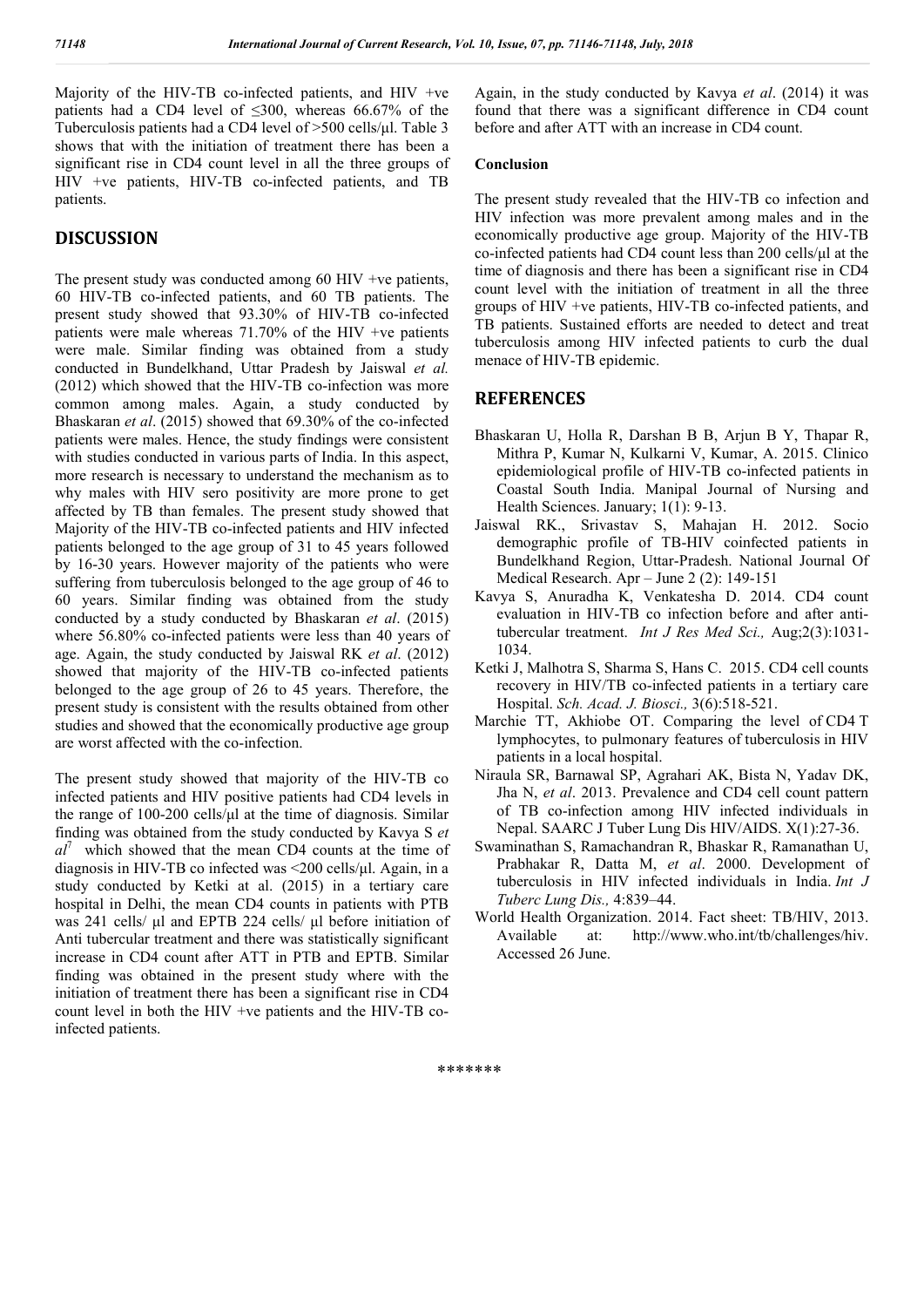Majority of the HIV-TB co-infected patients, and HIV +ve patients had a CD4 level of ≤300, whereas 66.67% of the Tuberculosis patients had a CD4 level of >500 cells/µl. Table 3 shows that with the initiation of treatment there has been a significant rise in CD4 count level in all the three groups of HIV +ve patients, HIV-TB co-infected patients, and TB patients.

## DISCUSSION

The present study was conducted among 60 HIV +ve patients, 60 HIV-TB co-infected patients, and 60 TB patients. The present study showed that 93.30% of HIV-TB co-infected patients were male whereas 71.70% of the HIV +ve patients were male. Similar finding was obtained from a study conducted in Bundelkhand, Uttar Pradesh by Jaiswal *et al.* (2012) which showed that the HIV-TB co-infection was more common among males. Again, a study conducted by Bhaskaran *et al*. (2015) showed that 69.30% of the co-infected patients were males. Hence, the study findings were consistent with studies conducted in various parts of India. In this aspect, more research is necessary to understand the mechanism as to why males with HIV sero positivity are more prone to get affected by TB than females. The present study showed that Majority of the HIV-TB co-infected patients and HIV infected patients belonged to the age group of 31 to 45 years followed by 16-30 years. However majority of the patients who were suffering from tuberculosis belonged to the age group of 46 to 60 years. Similar finding was obtained from the study conducted by a study conducted by Bhaskaran *et al*. (2015) where 56.80% co-infected patients were less than 40 years of age. Again, the study conducted by Jaiswal RK *et al*. (2012) showed that majority of the HIV-TB co-infected patients belonged to the age group of 26 to 45 years. Therefore, the present study is consistent with the results obtained from other studies and showed that the economically productive age group are worst affected with the co-infection.

The present study showed that majority of the HIV-TB co infected patients and HIV positive patients had CD4 levels in the range of 100-200 cells/µl at the time of diagnosis. Similar finding was obtained from the study conducted by Kavya S *et al*[7] which showed that the mean CD4 counts at the time of diagnosis in HIV-TB co infected was <200 cells/µl. Again, in a study conducted by Ketki at al. (2015) in a tertiary care hospital in Delhi, the mean CD4 counts in patients with PTB was 241 cells/ µl and EPTB 224 cells/ µl before initiation of Anti tubercular treatment and there was statistically significant increase in CD4 count after ATT in PTB and EPTB. Similar finding was obtained in the present study where with the initiation of treatment there has been a significant rise in CD4 count level in both the HIV +ve patients and the HIV-TB co-infected patients.

Again, in the study conducted by Kavya *et al*. (2014) it was found that there was a significant difference in CD4 count before and after ATT with an increase in CD4 count.

### Conclusion

The present study revealed that the HIV-TB co infection and HIV infection was more prevalent among males and in the economically productive age group. Majority of the HIV-TB co-infected patients had CD4 count less than 200 cells/µl at the time of diagnosis and there has been a significant rise in CD4 count level with the initiation of treatment in all the three groups of HIV +ve patients, HIV-TB co-infected patients, and TB patients. Sustained efforts are needed to detect and treat tuberculosis among HIV infected patients to curb the dual menace of HIV-TB epidemic.

## REFERENCES

Bhaskaran U, Holla R, Darshan B B, Arjun B Y, Thapar R, Mithra P, Kumar N, Kulkarni V, Kumar, A. 2015. Clinico epidemiological profile of HIV-TB co-infected patients in Coastal South India. Manipal Journal of Nursing and Health Sciences. January; 1(1): 9-13.

Jaiswal RK., Srivastav S, Mahajan H. 2012. Socio demographic profile of TB-HIV coinfected patients in Bundelkhand Region, Uttar-Pradesh. National Journal Of Medical Research. Apr – June 2 (2): 149-151

Kavya S, Anuradha K, Venkatesha D. 2014. CD4 count evaluation in HIV-TB co infection before and after anti-tubercular treatment. *Int J Res Med Sci.,* Aug;2(3):1031-1034.

Ketki J, Malhotra S, Sharma S, Hans C. 2015. CD4 cell counts recovery in HIV/TB co-infected patients in a tertiary care Hospital. *Sch. Acad. J. Biosci.,* 3(6):518-521.

Marchie TT, Akhiobe OT. Comparing the level of CD4 T lymphocytes, to pulmonary features of tuberculosis in HIV patients in a local hospital.

Niraula SR, Barnawal SP, Agrahari AK, Bista N, Yadav DK, Jha N, *et al*. 2013. Prevalence and CD4 cell count pattern of TB co-infection among HIV infected individuals in Nepal. SAARC J Tuber Lung Dis HIV/AIDS. X(1):27-36.

Swaminathan S, Ramachandran R, Bhaskar R, Ramanathan U, Prabhakar R, Datta M, *et al*. 2000. Development of tuberculosis in HIV infected individuals in India. *Int J Tuberc Lung Dis.,* 4:839–44.

World Health Organization. 2014. Fact sheet: TB/HIV, 2013. Available at: http://www.who.int/tb/challenges/hiv. Accessed 26 June.

*******